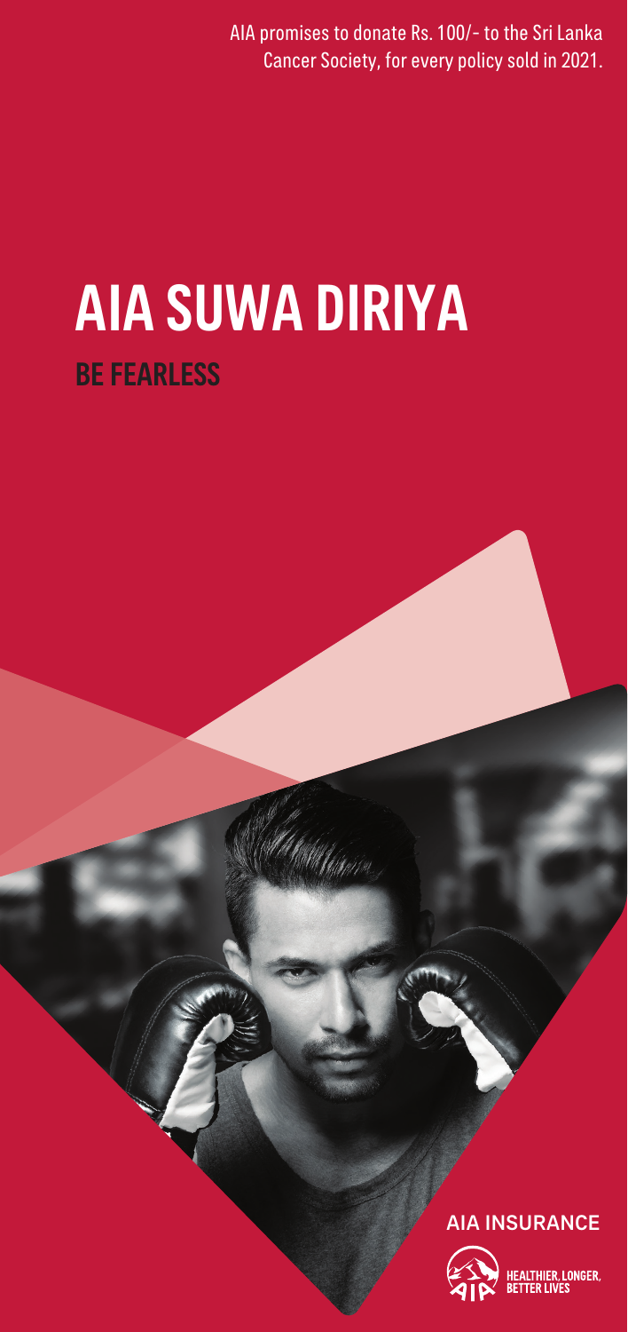AIA promises to donate Rs. 100/- to the Sri Lanka Cancer Society, for every policy sold in 2021.

# AIA SUWA DIRIYA

## BE FEARLESS

AIA INSURANCE

HEALTHIER, LONGER, BETTER LIVES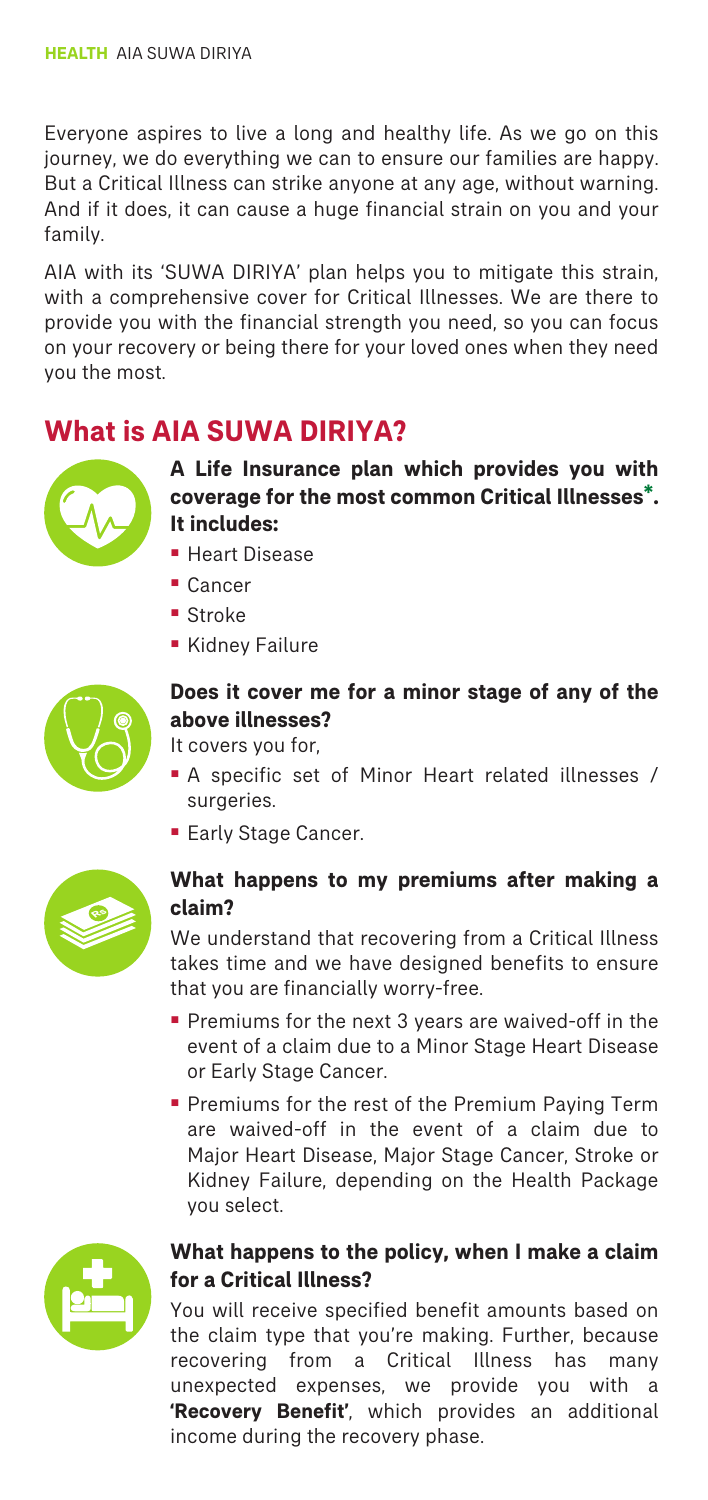Everyone aspires to live a long and healthy life. As we go on this journey, we do everything we can to ensure our families are happy. But a Critical Illness can strike anyone at any age, without warning. And if it does, it can cause a huge financial strain on you and your family.

AIA with its 'SUWA DIRIYA' plan helps you to mitigate this strain, with a comprehensive cover for Critical Illnesses. We are there to provide you with the financial strength you need, so you can focus on your recovery or being there for your loved ones when they need you the most.

## What is AIA SUWA DIRIYA?

**A Life Insurance plan which provides you with coverage for the most common Critical Illnesses*. It includes:**

- Heart Disease
- Cancer
- Stroke
- Kidney Failure

### Does it cover me for a minor stage of any of the above illnesses?

It covers you for,

- A specific set of Minor Heart related illnesses / surgeries.
- Early Stage Cancer.

### What happens to my premiums after making a claim?

We understand that recovering from a Critical Illness takes time and we have designed benefits to ensure that you are financially worry-free.

- Premiums for the next 3 years are waived-off in the event of a claim due to a Minor Stage Heart Disease or Early Stage Cancer.
- Premiums for the rest of the Premium Paying Term are waived-off in the event of a claim due to Major Heart Disease, Major Stage Cancer, Stroke or Kidney Failure, depending on the Health Package you select.

### What happens to the policy, when I make a claim for a Critical Illness?

You will receive specified benefit amounts based on the claim type that you're making. Further, because recovering from a Critical Illness has many unexpected expenses, we provide you with a **'Recovery Benefit'**, which provides an additional income during the recovery phase.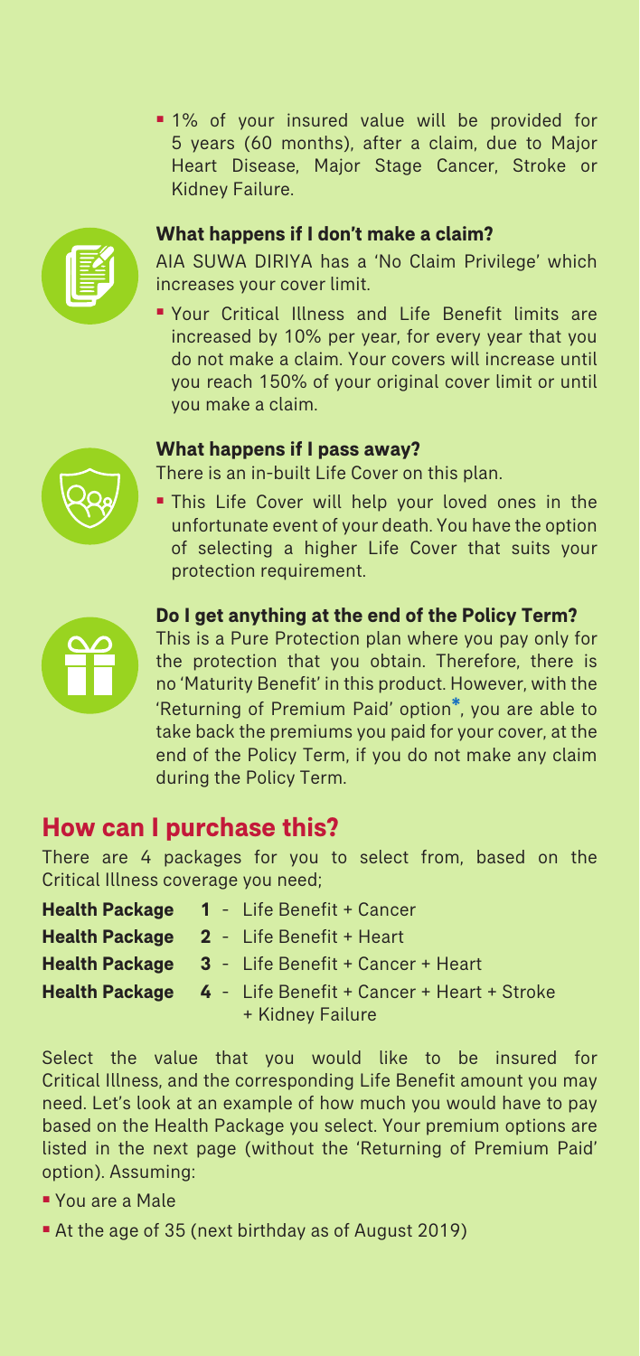- 1% of your insured value will be provided for 5 years (60 months), after a claim, due to Major Heart Disease, Major Stage Cancer, Stroke or Kidney Failure.

### What happens if I don't make a claim?

AIA SUWA DIRIYA has a 'No Claim Privilege' which increases your cover limit.

- Your Critical Illness and Life Benefit limits are increased by 10% per year, for every year that you do not make a claim. Your covers will increase until you reach 150% of your original cover limit or until you make a claim.

### What happens if I pass away?

There is an in-built Life Cover on this plan.

- This Life Cover will help your loved ones in the unfortunate event of your death. You have the option of selecting a higher Life Cover that suits your protection requirement.

### Do I get anything at the end of the Policy Term?

This is a Pure Protection plan where you pay only for the protection that you obtain. Therefore, there is no 'Maturity Benefit' in this product. However, with the 'Returning of Premium Paid' option*, you are able to take back the premiums you paid for your cover, at the end of the Policy Term, if you do not make any claim during the Policy Term.

## How can I purchase this?

There are 4 packages for you to select from, based on the Critical Illness coverage you need;

**Health Package 1** - Life Benefit + Cancer
**Health Package 2** - Life Benefit + Heart
**Health Package 3** - Life Benefit + Cancer + Heart
**Health Package 4** - Life Benefit + Cancer + Heart + Stroke + Kidney Failure

Select the value that you would like to be insured for Critical Illness, and the corresponding Life Benefit amount you may need. Let's look at an example of how much you would have to pay based on the Health Package you select. Your premium options are listed in the next page (without the 'Returning of Premium Paid' option). Assuming:

- You are a Male
- At the age of 35 (next birthday as of August 2019)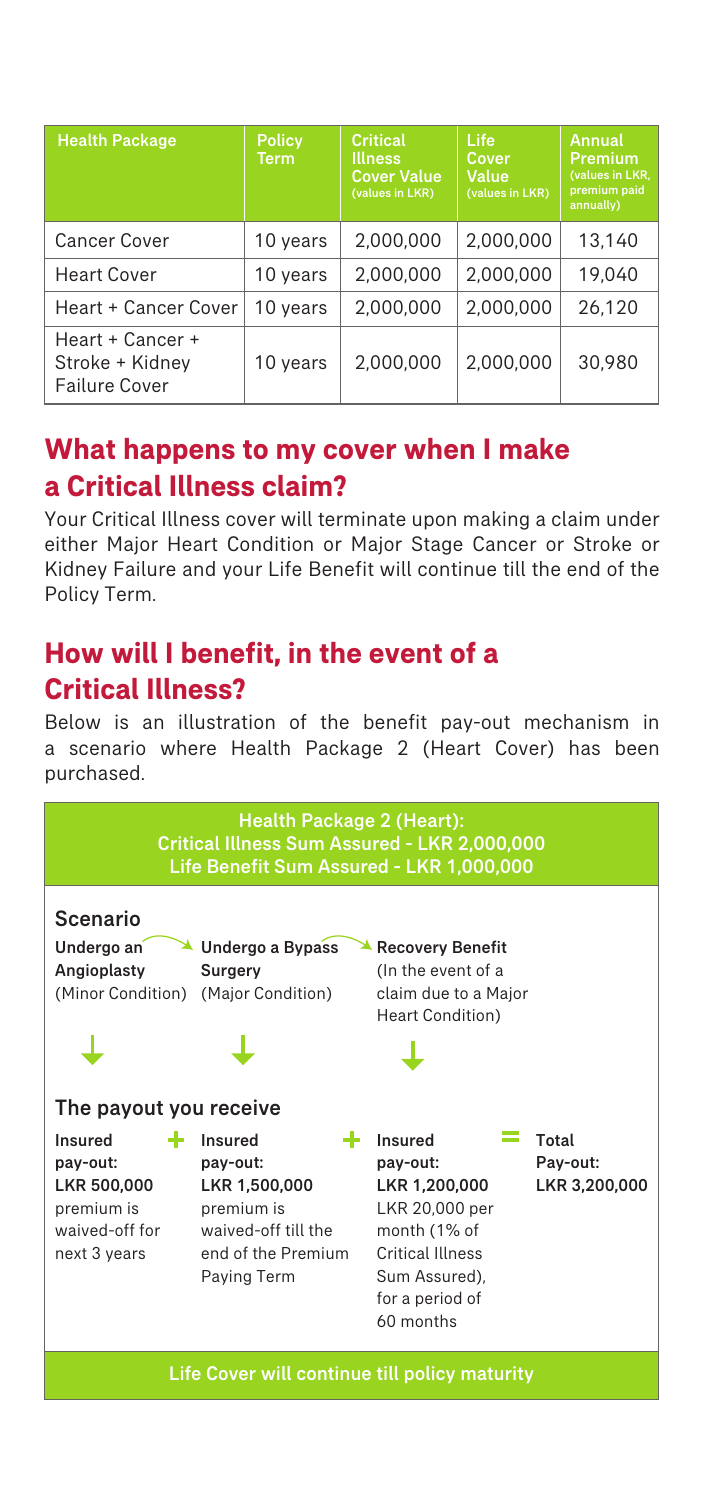| Health Package | Policy Term | Critical Illness Cover Value (values in LKR) | Life Cover Value (values in LKR) | Annual Premium (values in LKR, premium paid annually) |
| --- | --- | --- | --- | --- |
| Cancer Cover | 10 years | 2,000,000 | 2,000,000 | 13,140 |
| Heart Cover | 10 years | 2,000,000 | 2,000,000 | 19,040 |
| Heart + Cancer Cover | 10 years | 2,000,000 | 2,000,000 | 26,120 |
| Heart + Cancer + Stroke + Kidney Failure Cover | 10 years | 2,000,000 | 2,000,000 | 30,980 |

## What happens to my cover when I make a Critical Illness claim?

Your Critical Illness cover will terminate upon making a claim under either Major Heart Condition or Major Stage Cancer or Stroke or Kidney Failure and your Life Benefit will continue till the end of the Policy Term.

## How will I benefit, in the event of a Critical Illness?

Below is an illustration of the benefit pay-out mechanism in a scenario where Health Package 2 (Heart Cover) has been purchased.

**Health Package 2 (Heart):**
**Critical Illness Sum Assured - LKR 2,000,000**
**Life Benefit Sum Assured - LKR 1,000,000**

### Scenario

| Undergo an Angioplasty (Minor Condition) | Undergo a Bypass Surgery (Major Condition) | Recovery Benefit (In the event of a claim due to a Major Heart Condition) | |
| --- | --- | --- | --- |
| **The payout you receive** | | | |
| Insured pay-out: LKR 500,000 premium is waived-off for next 3 years | + Insured pay-out: LKR 1,500,000 premium is waived-off till the end of the Premium Paying Term | + Insured pay-out: LKR 1,200,000 LKR 20,000 per month (1% of Critical Illness Sum Assured), for a period of 60 months | = Total Pay-out: LKR 3,200,000 |

**Life Cover will continue till policy maturity**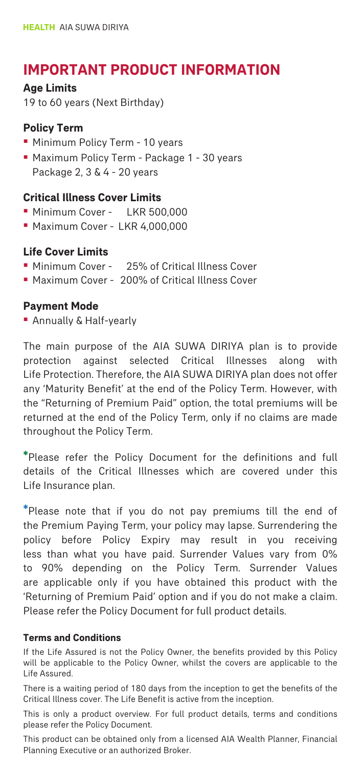# IMPORTANT PRODUCT INFORMATION

### Age Limits

19 to 60 years (Next Birthday)

### Policy Term

- Minimum Policy Term - 10 years
- Maximum Policy Term - Package 1 - 30 years
  Package 2, 3 & 4 - 20 years

### Critical Illness Cover Limits

- Minimum Cover - LKR 500,000
- Maximum Cover - LKR 4,000,000

### Life Cover Limits

- Minimum Cover - 25% of Critical Illness Cover
- Maximum Cover - 200% of Critical Illness Cover

### Payment Mode

- Annually & Half-yearly

The main purpose of the AIA SUWA DIRIYA plan is to provide protection against selected Critical Illnesses along with Life Protection. Therefore, the AIA SUWA DIRIYA plan does not offer any 'Maturity Benefit' at the end of the Policy Term. However, with the "Returning of Premium Paid" option, the total premiums will be returned at the end of the Policy Term, only if no claims are made throughout the Policy Term.

*Please refer the Policy Document for the definitions and full details of the Critical Illnesses which are covered under this Life Insurance plan.

*Please note that if you do not pay premiums till the end of the Premium Paying Term, your policy may lapse. Surrendering the policy before Policy Expiry may result in you receiving less than what you have paid. Surrender Values vary from 0% to 90% depending on the Policy Term. Surrender Values are applicable only if you have obtained this product with the 'Returning of Premium Paid' option and if you do not make a claim. Please refer the Policy Document for full product details.

#### Terms and Conditions

If the Life Assured is not the Policy Owner, the benefits provided by this Policy will be applicable to the Policy Owner, whilst the covers are applicable to the Life Assured.

There is a waiting period of 180 days from the inception to get the benefits of the Critical Illness cover. The Life Benefit is active from the inception.

This is only a product overview. For full product details, terms and conditions please refer the Policy Document.

This product can be obtained only from a licensed AIA Wealth Planner, Financial Planning Executive or an authorized Broker.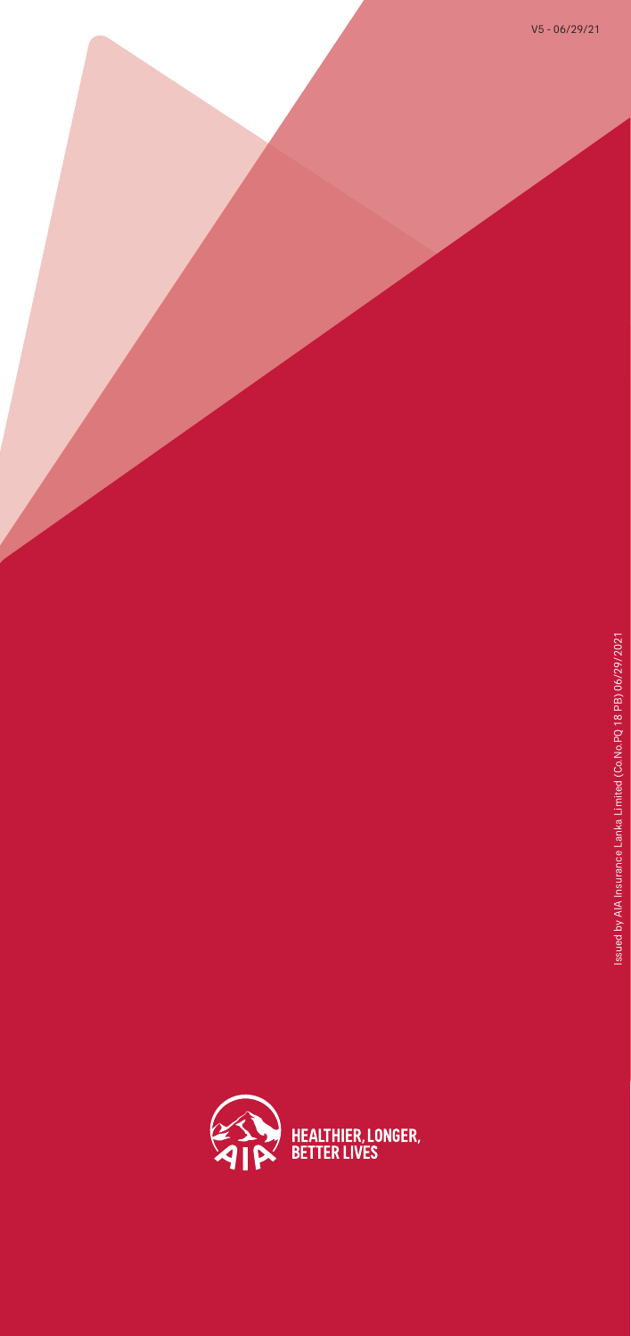V5 - 06/29/21

Issued by AIA Insurance Lanka Limited (Co.No.PQ 18 PB) 06/29/2021

HEALTHIER, LONGER,
BETTER LIVES